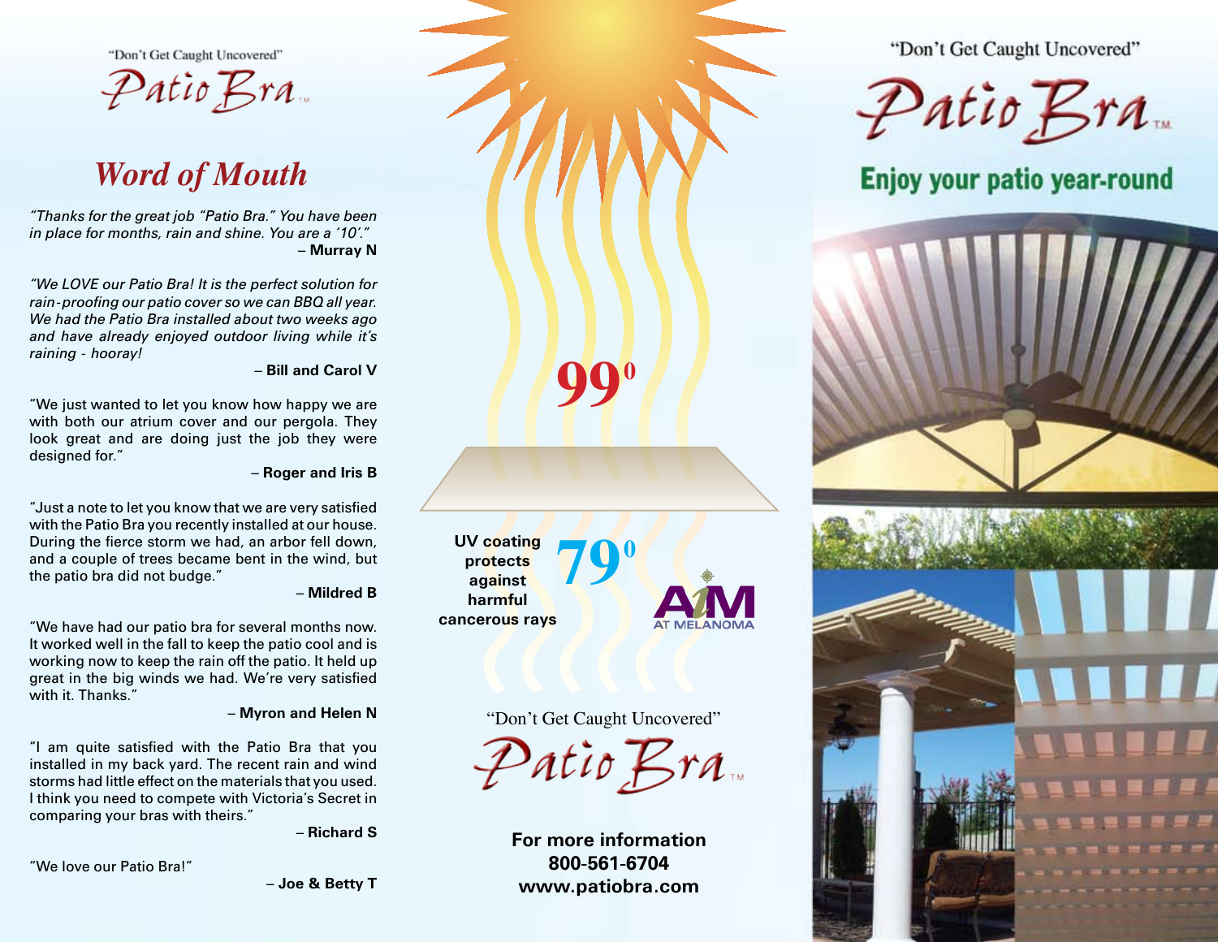"Don't Get Caught Uncovered"

Patio Bra™

## *Word of Mouth*

*"Thanks for the great job "Patio Bra." You have been in place for months, rain and shine. You are a '10'."*

– **Murray N**

*"We LOVE our Patio Bra! It is the perfect solution for rain-proofing our patio cover so we can BBQ all year. We had the Patio Bra installed about two weeks ago and have already enjoyed outdoor living while it's raining - hooray!*

– **Bill and Carol V**

"We just wanted to let you know how happy we are with both our atrium cover and our pergola. They look great and are doing just the job they were designed for."

– **Roger and Iris B**

"Just a note to let you know that we are very satisfied with the Patio Bra you recently installed at our house. During the fierce storm we had, an arbor fell down, and a couple of trees became bent in the wind, but the patio bra did not budge."

– **Mildred B**

"We have had our patio bra for several months now. It worked well in the fall to keep the patio cool and is working now to keep the rain off the patio. It held up great in the big winds we had. We're very satisfied with it. Thanks."

– **Myron and Helen N**

"I am quite satisfied with the Patio Bra that you installed in my back yard. The recent rain and wind storms had little effect on the materials that you used. I think you need to compete with Victoria's Secret in comparing your bras with theirs."

– **Richard S**

"We love our Patio Bra!"

– **Joe & Betty T**

**99⁰**

**79⁰**

**UV coating protects against harmful cancerous rays**

AIM AT MELANOMA

"Don't Get Caught Uncovered"

Patio Bra™

**For more information**
**800-561-6704**
**www.patiobra.com**

"Don't Get Caught Uncovered"

Patio Bra™

**Enjoy your patio year-round**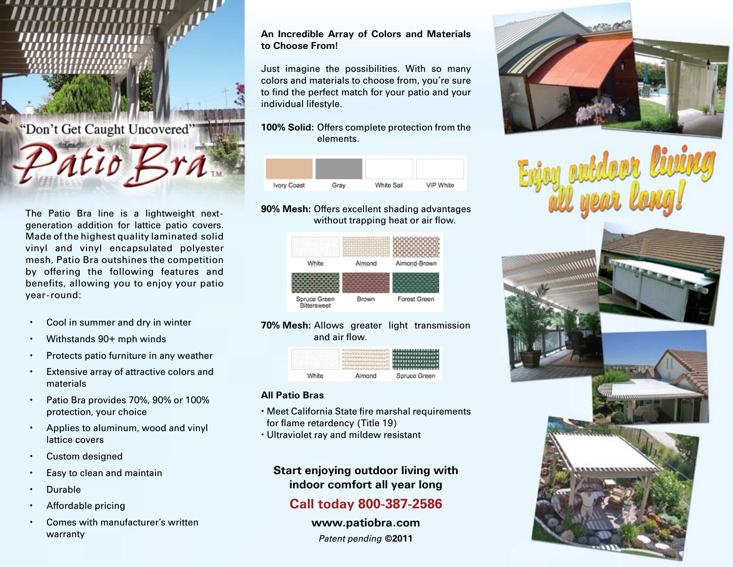"Don't Get Caught Uncovered"

# Patio Bra T.M.

The Patio Bra line is a lightweight next-generation addition for lattice patio covers. Made of the highest quality laminated solid vinyl and vinyl encapsulated polyester mesh, Patio Bra outshines the competition by offering the following features and benefits, allowing you to enjoy your patio year-round:

- Cool in summer and dry in winter
- Withstands 90+ mph winds
- Protects patio furniture in any weather
- Extensive array of attractive colors and materials
- Patio Bra provides 70%, 90% or 100% protection, your choice
- Applies to aluminum, wood and vinyl lattice covers
- Custom designed
- Easy to clean and maintain
- Durable
- Affordable pricing
- Comes with manufacturer's written warranty

**An Incredible Array of Colors and Materials to Choose From!**

Just imagine the possibilities. With so many colors and materials to choose from, you're sure to find the perfect match for your patio and your individual lifestyle.

**100% Solid:** Offers complete protection from the elements.

Ivory Coast
Gray
White Sail
VIP White

**90% Mesh:** Offers excellent shading advantages without trapping heat or air flow.

White
Almond
Almond-Brown
Spruce Green Bittersweet
Brown
Forest Green

**70% Mesh:** Allows greater light transmission and air flow.

White
Almond
Spruce Green

**All Patio Bras**

- Meet California State fire marshal requirements for flame retardency (Title 19)
- Ultraviolet ray and mildew resistant

**Start enjoying outdoor living with indoor comfort all year long**

**Call today 800-387-2586**

**www.patiobra.com**

*Patent pending* **©2011**

Enjoy outdoor living all year long!